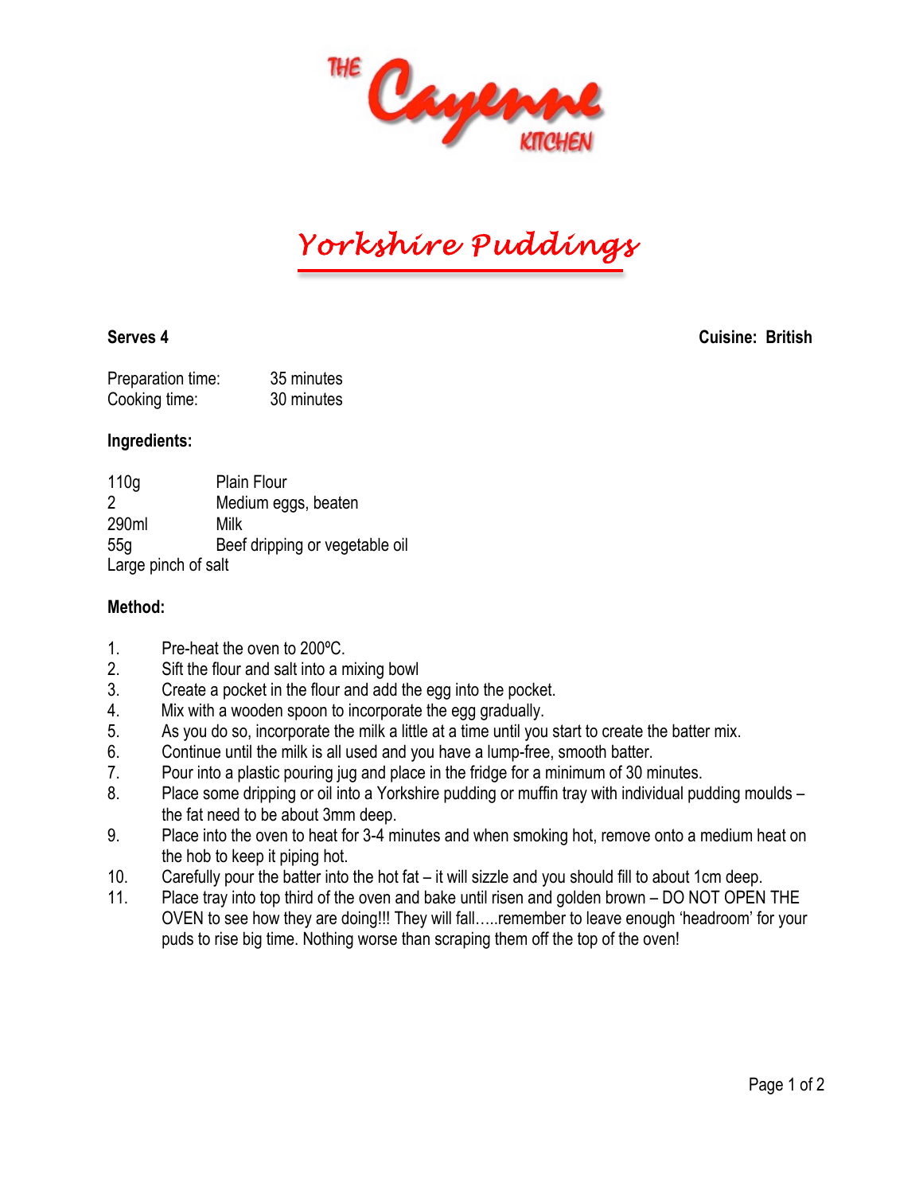THE Cayenne KITCHEN

# Yorkshire Puddings

**Serves 4** **Cuisine: British**

Preparation time: 35 minutes
Cooking time: 30 minutes

**Ingredients:**

110g Plain Flour
2 Medium eggs, beaten
290ml Milk
55g Beef dripping or vegetable oil
Large pinch of salt

**Method:**

1. Pre-heat the oven to 200ºC.
2. Sift the flour and salt into a mixing bowl
3. Create a pocket in the flour and add the egg into the pocket.
4. Mix with a wooden spoon to incorporate the egg gradually.
5. As you do so, incorporate the milk a little at a time until you start to create the batter mix.
6. Continue until the milk is all used and you have a lump-free, smooth batter.
7. Pour into a plastic pouring jug and place in the fridge for a minimum of 30 minutes.
8. Place some dripping or oil into a Yorkshire pudding or muffin tray with individual pudding moulds – the fat need to be about 3mm deep.
9. Place into the oven to heat for 3-4 minutes and when smoking hot, remove onto a medium heat on the hob to keep it piping hot.
10. Carefully pour the batter into the hot fat – it will sizzle and you should fill to about 1cm deep.
11. Place tray into top third of the oven and bake until risen and golden brown – DO NOT OPEN THE OVEN to see how they are doing!!! They will fall…..remember to leave enough 'headroom' for your puds to rise big time. Nothing worse than scraping them off the top of the oven!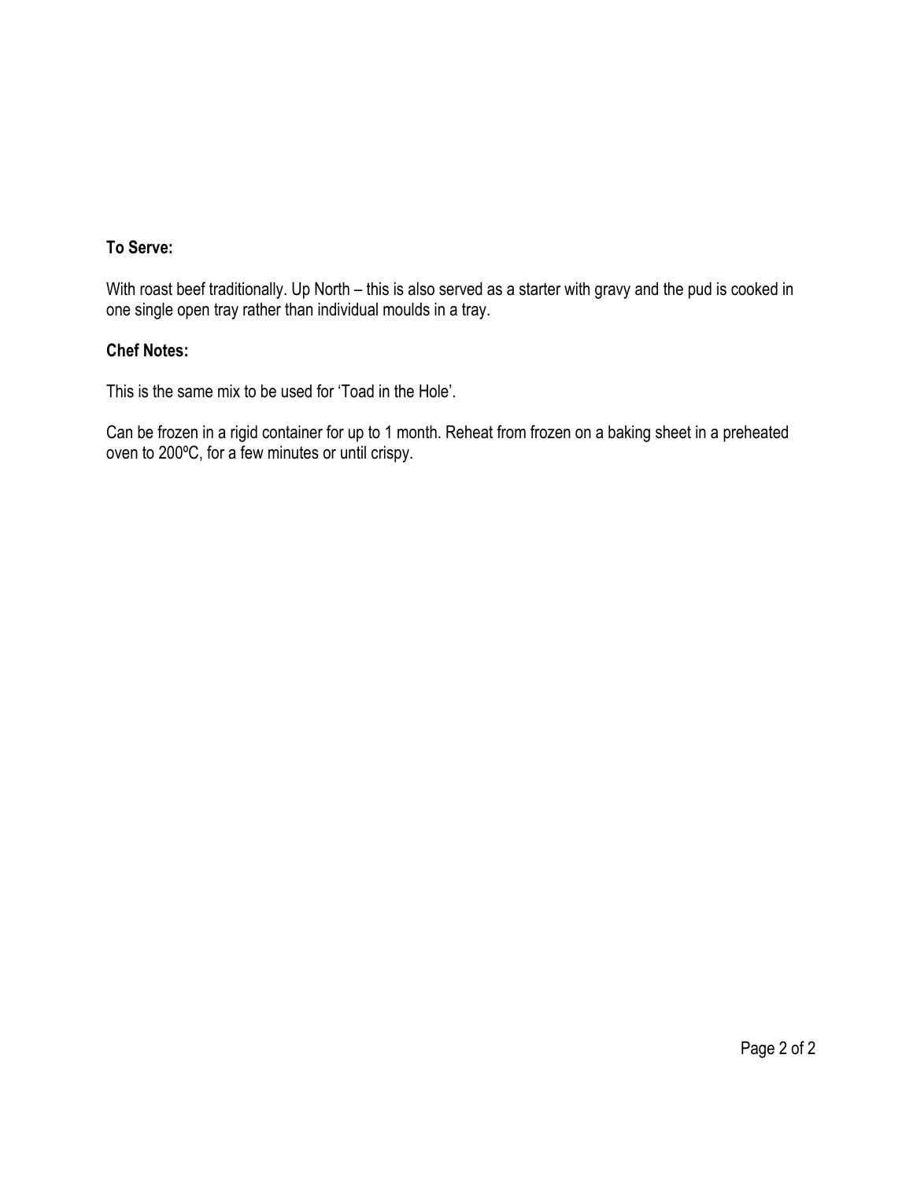**To Serve:**

With roast beef traditionally. Up North – this is also served as a starter with gravy and the pud is cooked in one single open tray rather than individual moulds in a tray.

**Chef Notes:**

This is the same mix to be used for 'Toad in the Hole'.

Can be frozen in a rigid container for up to 1 month. Reheat from frozen on a baking sheet in a preheated oven to 200ºC, for a few minutes or until crispy.